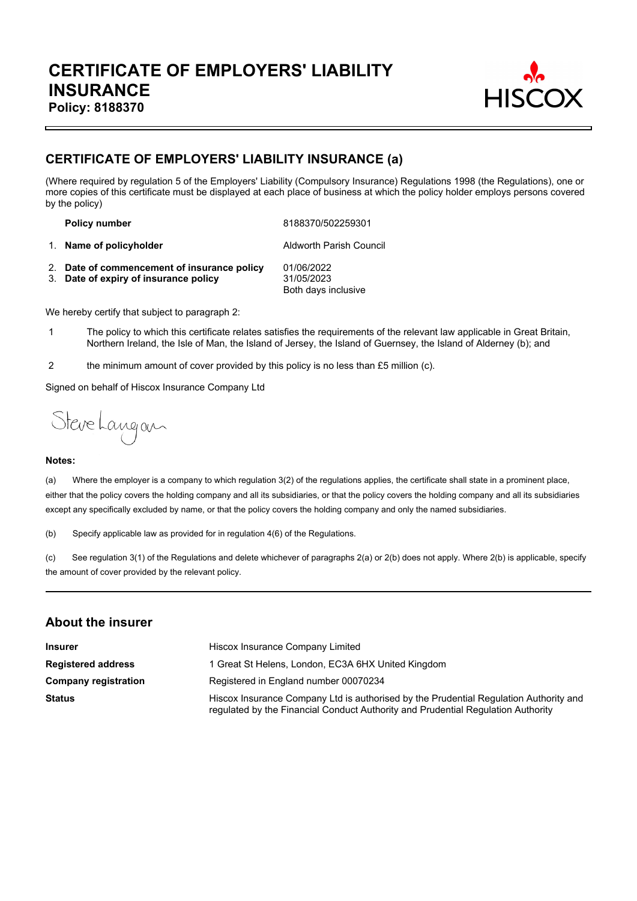# CERTIFICATE OF EMPLOYERS' LIABILITY INSURANCE

**Policy: 8188370**

HISCOX

## CERTIFICATE OF EMPLOYERS' LIABILITY INSURANCE (a)

(Where required by regulation 5 of the Employers' Liability (Compulsory Insurance) Regulations 1998 (the Regulations), one or more copies of this certificate must be displayed at each place of business at which the policy holder employs persons covered by the policy)

| | |
|---|---|
| **Policy number** | 8188370/502259301 |
| 1. **Name of policyholder** | Aldworth Parish Council |
| 2. **Date of commencement of insurance policy** | 01/06/2022 |
| 3. **Date of expiry of insurance policy** | 31/05/2023<br>Both days inclusive |

We hereby certify that subject to paragraph 2:

1 The policy to which this certificate relates satisfies the requirements of the relevant law applicable in Great Britain, Northern Ireland, the Isle of Man, the Island of Jersey, the Island of Guernsey, the Island of Alderney (b); and

2 the minimum amount of cover provided by this policy is no less than £5 million (c).

Signed on behalf of Hiscox Insurance Company Ltd

Steve Langan

**Notes:**

(a) Where the employer is a company to which regulation 3(2) of the regulations applies, the certificate shall state in a prominent place, either that the policy covers the holding company and all its subsidiaries, or that the policy covers the holding company and all its subsidiaries except any specifically excluded by name, or that the policy covers the holding company and only the named subsidiaries.

(b) Specify applicable law as provided for in regulation 4(6) of the Regulations.

(c) See regulation 3(1) of the Regulations and delete whichever of paragraphs 2(a) or 2(b) does not apply. Where 2(b) is applicable, specify the amount of cover provided by the relevant policy.

## About the insurer

| | |
|---|---|
| **Insurer** | Hiscox Insurance Company Limited |
| **Registered address** | 1 Great St Helens, London, EC3A 6HX United Kingdom |
| **Company registration** | Registered in England number 00070234 |
| **Status** | Hiscox Insurance Company Ltd is authorised by the Prudential Regulation Authority and regulated by the Financial Conduct Authority and Prudential Regulation Authority |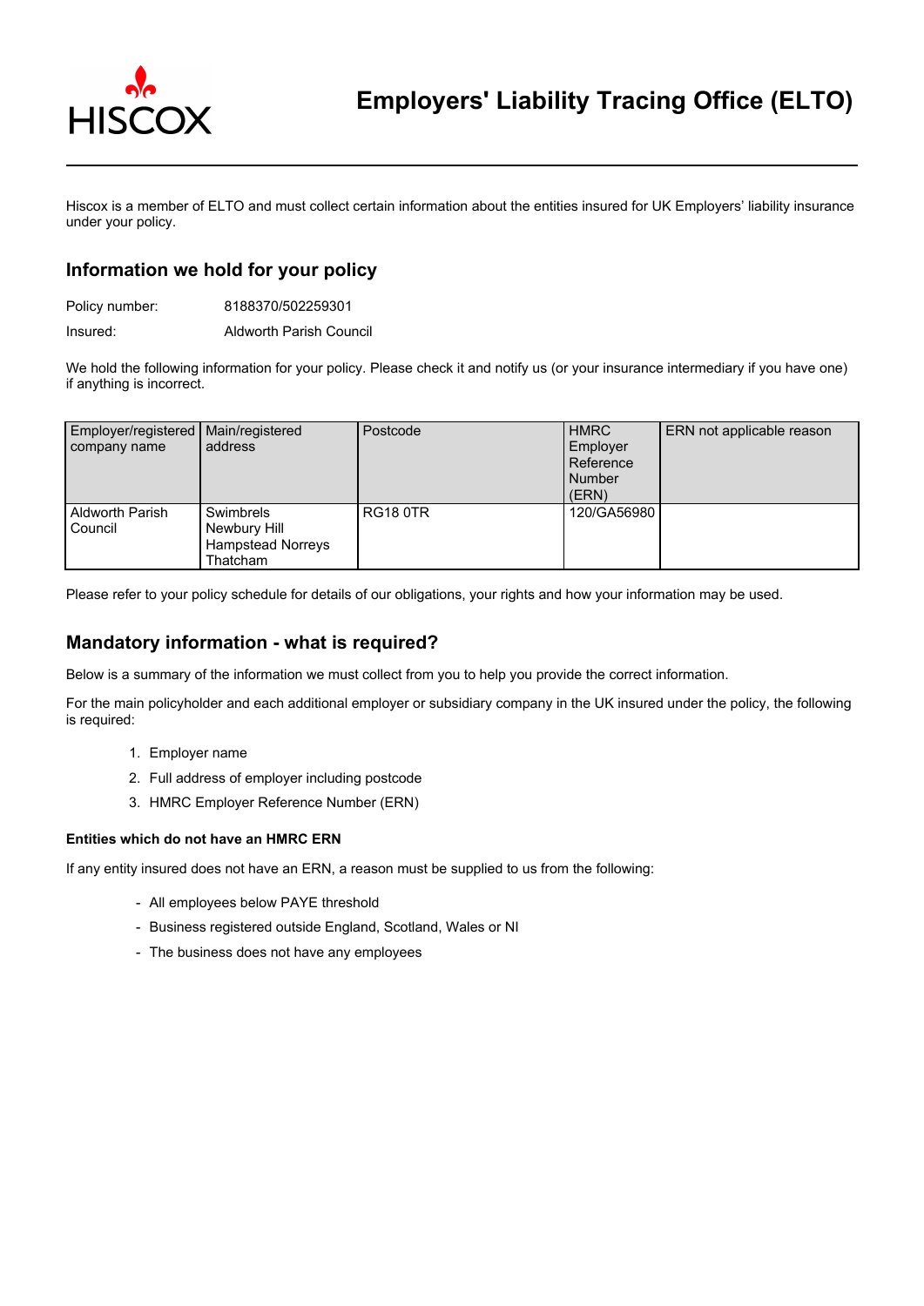HISCOX

# Employers' Liability Tracing Office (ELTO)

Hiscox is a member of ELTO and must collect certain information about the entities insured for UK Employers' liability insurance under your policy.

## Information we hold for your policy

Policy number: 8188370/502259301

Insured: Aldworth Parish Council

We hold the following information for your policy. Please check it and notify us (or your insurance intermediary if you have one) if anything is incorrect.

| Employer/registered company name | Main/registered address | Postcode | HMRC Employer Reference Number (ERN) | ERN not applicable reason |
|---|---|---|---|---|
| Aldworth Parish Council | Swimbrels Newbury Hill Hampstead Norreys Thatcham | RG18 0TR | 120/GA56980 | |

Please refer to your policy schedule for details of our obligations, your rights and how your information may be used.

## Mandatory information - what is required?

Below is a summary of the information we must collect from you to help you provide the correct information.

For the main policyholder and each additional employer or subsidiary company in the UK insured under the policy, the following is required:

1. Employer name
2. Full address of employer including postcode
3. HMRC Employer Reference Number (ERN)

#### Entities which do not have an HMRC ERN

If any entity insured does not have an ERN, a reason must be supplied to us from the following:

- All employees below PAYE threshold
- Business registered outside England, Scotland, Wales or NI
- The business does not have any employees